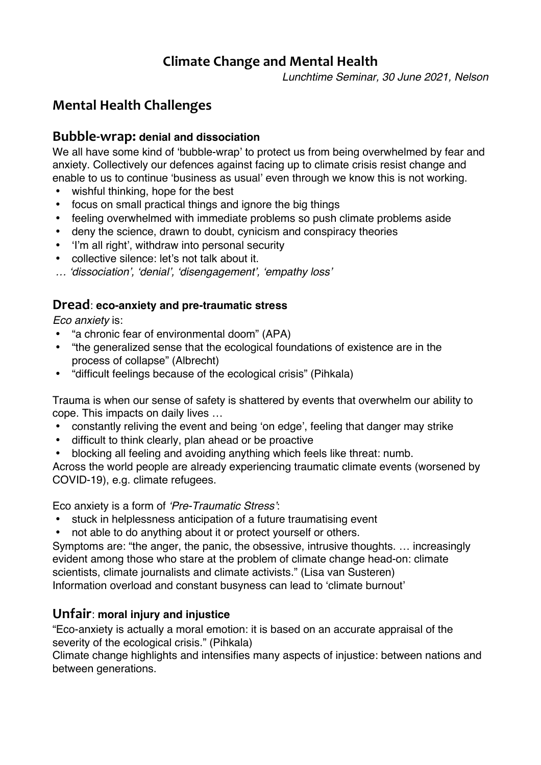# Climate Change and Mental Health

*Lunchtime Seminar, 30 June 2021, Nelson*

## Mental Health Challenges

### Bubble-wrap: denial and dissociation

We all have some kind of 'bubble-wrap' to protect us from being overwhelmed by fear and anxiety. Collectively our defences against facing up to climate crisis resist change and enable to us to continue 'business as usual' even through we know this is not working.

- wishful thinking, hope for the best
- focus on small practical things and ignore the big things
- feeling overwhelmed with immediate problems so push climate problems aside
- deny the science, drawn to doubt, cynicism and conspiracy theories
- 'I'm all right', withdraw into personal security
- collective silence: let's not talk about it.

*… 'dissociation', 'denial', 'disengagement', 'empathy loss'*

### Dread: eco-anxiety and pre-traumatic stress

*Eco anxiety* is:

- "a chronic fear of environmental doom" (APA)
- "the generalized sense that the ecological foundations of existence are in the process of collapse" (Albrecht)
- "difficult feelings because of the ecological crisis" (Pihkala)

Trauma is when our sense of safety is shattered by events that overwhelm our ability to cope. This impacts on daily lives …

- constantly reliving the event and being 'on edge', feeling that danger may strike
- difficult to think clearly, plan ahead or be proactive
- blocking all feeling and avoiding anything which feels like threat: numb.

Across the world people are already experiencing traumatic climate events (worsened by COVID-19), e.g. climate refugees.

Eco anxiety is a form of *'Pre-Traumatic Stress'*:

- stuck in helplessness anticipation of a future traumatising event
- not able to do anything about it or protect yourself or others.

Symptoms are: "the anger, the panic, the obsessive, intrusive thoughts. … increasingly evident among those who stare at the problem of climate change head-on: climate scientists, climate journalists and climate activists." (Lisa van Susteren)
Information overload and constant busyness can lead to 'climate burnout'

### Unfair: moral injury and injustice

"Eco-anxiety is actually a moral emotion: it is based on an accurate appraisal of the severity of the ecological crisis." (Pihkala)
Climate change highlights and intensifies many aspects of injustice: between nations and between generations.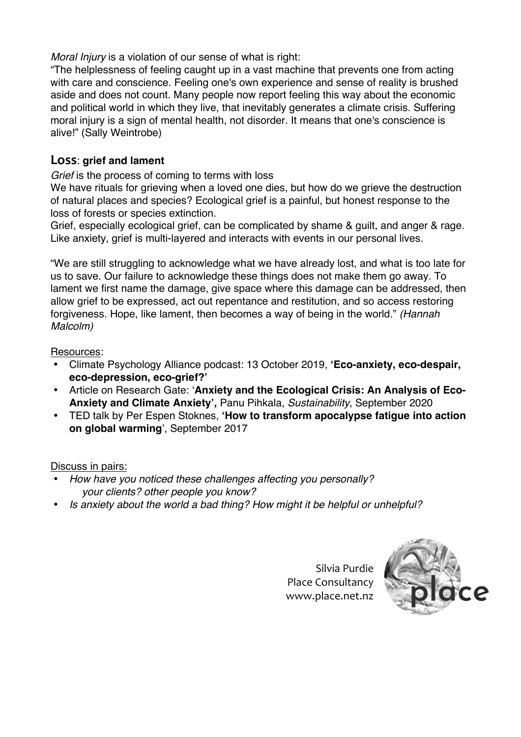*Moral Injury* is a violation of our sense of what is right:
"The helplessness of feeling caught up in a vast machine that prevents one from acting with care and conscience. Feeling one's own experience and sense of reality is brushed aside and does not count. Many people now report feeling this way about the economic and political world in which they live, that inevitably generates a climate crisis. Suffering moral injury is a sign of mental health, not disorder. It means that one's conscience is alive!" (Sally Weintrobe)

## Loss: grief and lament

*Grief* is the process of coming to terms with loss
We have rituals for grieving when a loved one dies, but how do we grieve the destruction of natural places and species? Ecological grief is a painful, but honest response to the loss of forests or species extinction.
Grief, especially ecological grief, can be complicated by shame & guilt, and anger & rage. Like anxiety, grief is multi-layered and interacts with events in our personal lives.

"We are still struggling to acknowledge what we have already lost, and what is too late for us to save. Our failure to acknowledge these things does not make them go away. To lament we first name the damage, give space where this damage can be addressed, then allow grief to be expressed, act out repentance and restitution, and so access restoring forgiveness. Hope, like lament, then becomes a way of being in the world." *(Hannah Malcolm)*

Resources:

- Climate Psychology Alliance podcast: 13 October 2019, **'Eco-anxiety, eco-despair, eco-depression, eco-grief?'**
- Article on Research Gate: '**Anxiety and the Ecological Crisis: An Analysis of Eco-Anxiety and Climate Anxiety',** Panu Pihkala, *Sustainability*, September 2020
- TED talk by Per Espen Stoknes, **'How to transform apocalypse fatigue into action on global warming**', September 2017

Discuss in pairs:

- *How have you noticed these challenges affecting you personally? your clients? other people you know?*
- *Is anxiety about the world a bad thing? How might it be helpful or unhelpful?*

Silvia Purdie
Place Consultancy
www.place.net.nz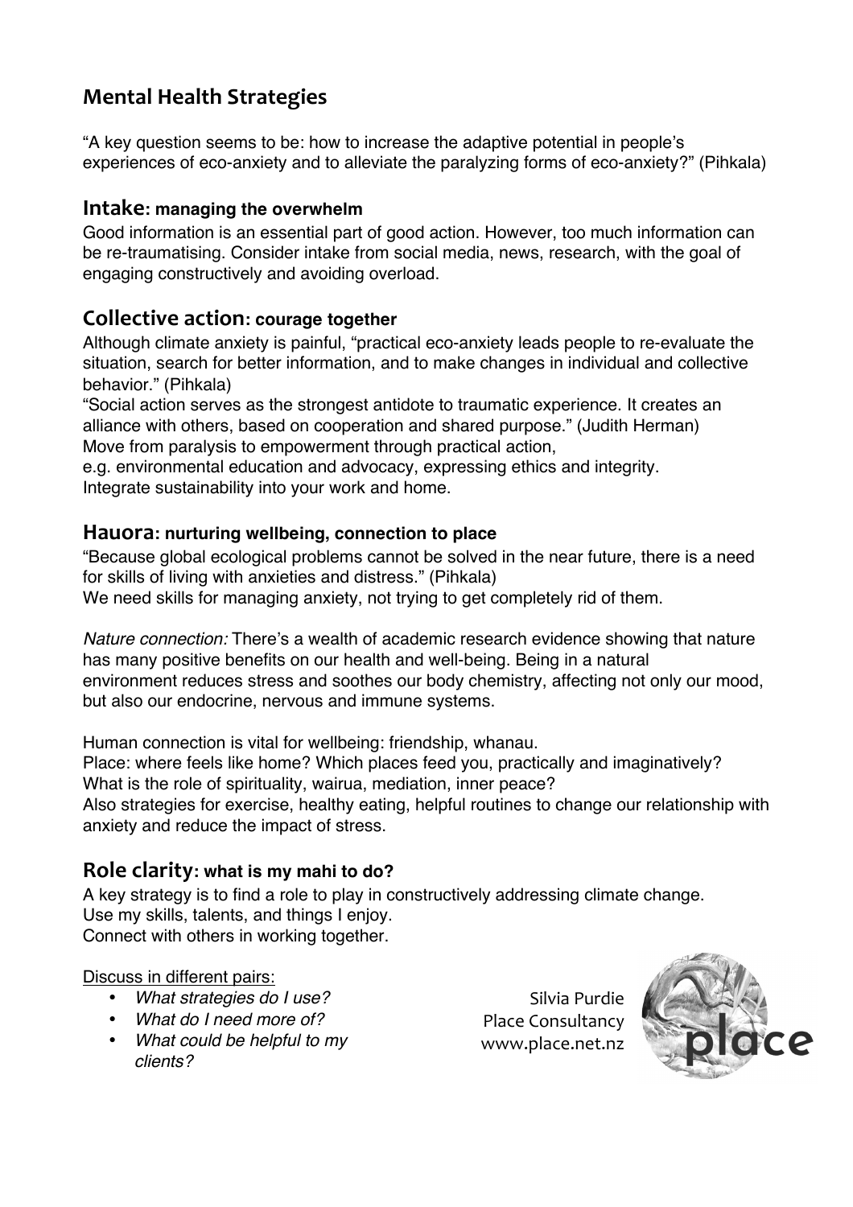## Mental Health Strategies

"A key question seems to be: how to increase the adaptive potential in people's experiences of eco-anxiety and to alleviate the paralyzing forms of eco-anxiety?" (Pihkala)

### Intake: managing the overwhelm

Good information is an essential part of good action. However, too much information can be re-traumatising. Consider intake from social media, news, research, with the goal of engaging constructively and avoiding overload.

### Collective action: courage together

Although climate anxiety is painful, "practical eco-anxiety leads people to re-evaluate the situation, search for better information, and to make changes in individual and collective behavior." (Pihkala)

"Social action serves as the strongest antidote to traumatic experience. It creates an alliance with others, based on cooperation and shared purpose." (Judith Herman)

Move from paralysis to empowerment through practical action,
e.g. environmental education and advocacy, expressing ethics and integrity.
Integrate sustainability into your work and home.

### Hauora: nurturing wellbeing, connection to place

"Because global ecological problems cannot be solved in the near future, there is a need for skills of living with anxieties and distress." (Pihkala)

We need skills for managing anxiety, not trying to get completely rid of them.

*Nature connection:* There's a wealth of academic research evidence showing that nature has many positive benefits on our health and well-being. Being in a natural environment reduces stress and soothes our body chemistry, affecting not only our mood, but also our endocrine, nervous and immune systems.

Human connection is vital for wellbeing: friendship, whanau.
Place: where feels like home? Which places feed you, practically and imaginatively?
What is the role of spirituality, wairua, mediation, inner peace?
Also strategies for exercise, healthy eating, helpful routines to change our relationship with anxiety and reduce the impact of stress.

### Role clarity: what is my mahi to do?

A key strategy is to find a role to play in constructively addressing climate change.
Use my skills, talents, and things I enjoy.
Connect with others in working together.

Discuss in different pairs:

- *What strategies do I use?*
- *What do I need more of?*
- *What could be helpful to my clients?*

Silvia Purdie
Place Consultancy
www.place.net.nz

place